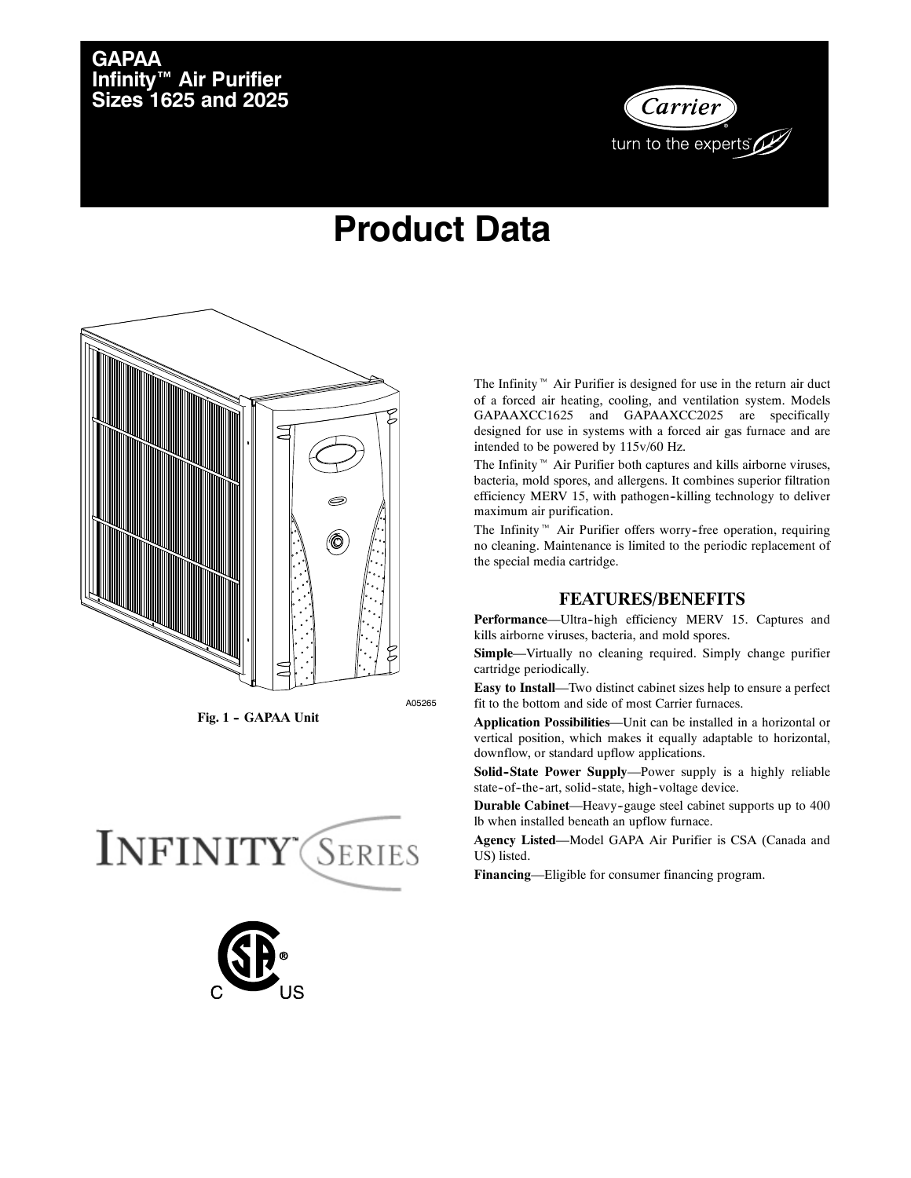# GAPAA Infinity™ Air Purifier Sizes 1625 and 2025

# Product Data

A05265

Fig. 1 - GAPAA Unit

The Infinity™ Air Purifier is designed for use in the return air duct of a forced air heating, cooling, and ventilation system. Models GAPAAXCC1625 and GAPAAXCC2025 are specifically designed for use in systems with a forced air gas furnace and are intended to be powered by 115v/60 Hz.

The Infinity™ Air Purifier both captures and kills airborne viruses, bacteria, mold spores, and allergens. It combines superior filtration efficiency MERV 15, with pathogen-killing technology to deliver maximum air purification.

The Infinity™ Air Purifier offers worry-free operation, requiring no cleaning. Maintenance is limited to the periodic replacement of the special media cartridge.

## FEATURES/BENEFITS

**Performance**—Ultra-high efficiency MERV 15. Captures and kills airborne viruses, bacteria, and mold spores.

**Simple**—Virtually no cleaning required. Simply change purifier cartridge periodically.

**Easy to Install**—Two distinct cabinet sizes help to ensure a perfect fit to the bottom and side of most Carrier furnaces.

**Application Possibilities**—Unit can be installed in a horizontal or vertical position, which makes it equally adaptable to horizontal, downflow, or standard upflow applications.

**Solid-State Power Supply**—Power supply is a highly reliable state-of-the-art, solid-state, high-voltage device.

**Durable Cabinet**—Heavy-gauge steel cabinet supports up to 400 lb when installed beneath an upflow furnace.

**Agency Listed**—Model GAPA Air Purifier is CSA (Canada and US) listed.

**Financing**—Eligible for consumer financing program.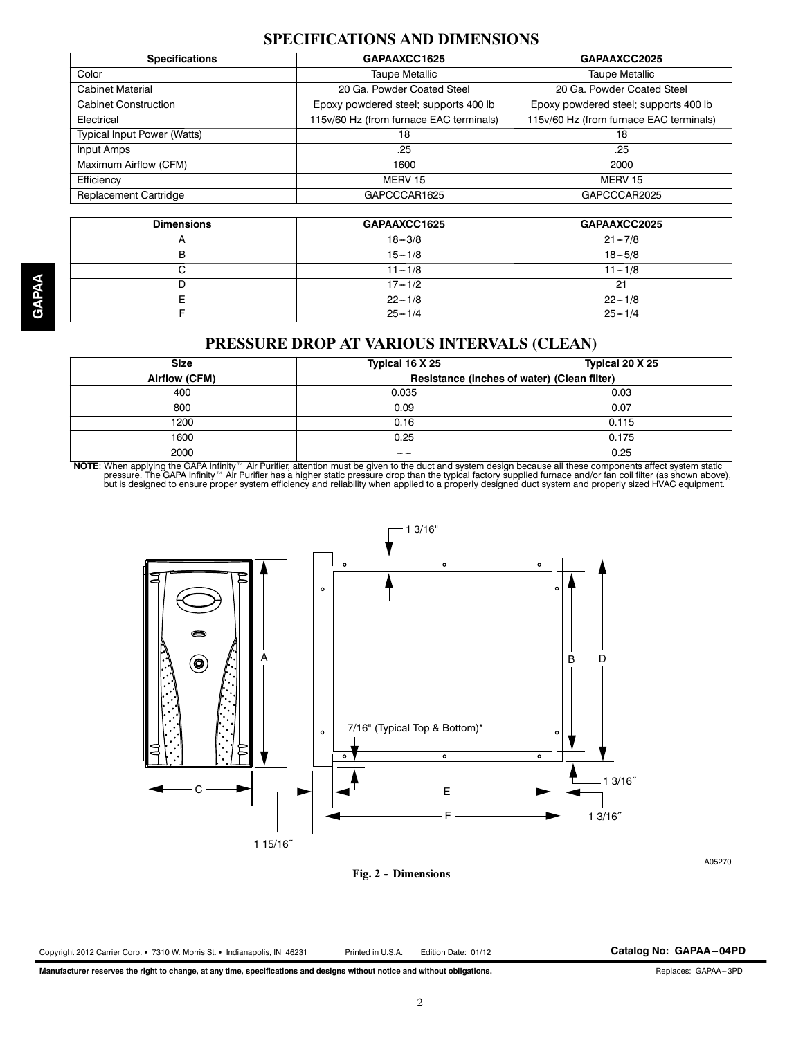## SPECIFICATIONS AND DIMENSIONS

| Specifications | GAPAAXCC1625 | GAPAAXCC2025 |
|---|---|---|
| Color | Taupe Metallic | Taupe Metallic |
| Cabinet Material | 20 Ga. Powder Coated Steel | 20 Ga. Powder Coated Steel |
| Cabinet Construction | Epoxy powdered steel; supports 400 lb | Epoxy powdered steel; supports 400 lb |
| Electrical | 115v/60 Hz (from furnace EAC terminals) | 115v/60 Hz (from furnace EAC terminals) |
| Typical Input Power (Watts) | 18 | 18 |
| Input Amps | .25 | .25 |
| Maximum Airflow (CFM) | 1600 | 2000 |
| Efficiency | MERV 15 | MERV 15 |
| Replacement Cartridge | GAPCCCAR1625 | GAPCCCAR2025 |

| Dimensions | GAPAAXCC1625 | GAPAAXCC2025 |
|---|---|---|
| A | 18-3/8 | 21-7/8 |
| B | 15-1/8 | 18-5/8 |
| C | 11-1/8 | 11-1/8 |
| D | 17-1/2 | 21 |
| E | 22-1/8 | 22-1/8 |
| F | 25-1/4 | 25-1/4 |

## PRESSURE DROP AT VARIOUS INTERVALS (CLEAN)

| Size | Typical 16 X 25 | Typical 20 X 25 |
|---|---|---|
| Airflow (CFM) | Resistance (inches of water) (Clean filter) | |
| 400 | 0.035 | 0.03 |
| 800 | 0.09 | 0.07 |
| 1200 | 0.16 | 0.115 |
| 1600 | 0.25 | 0.175 |
| 2000 | -- | 0.25 |

**NOTE**: When applying the GAPA Infinity™ Air Purifier, attention must be given to the duct and system design because all these components affect system static pressure. The GAPA Infinity™ Air Purifier has a higher static pressure drop than the typical factory supplied furnace and/or fan coil filter (as shown above), but is designed to ensure proper system efficiency and reliability when applied to a properly designed duct system and properly sized HVAC equipment.

1 3/16"

A

B

D

7/16" (Typical Top & Bottom)*

C

E

F

1 3/16˝

1 3/16˝

1 15/16˝

A05270

**Fig. 2 - Dimensions**

Copyright 2012 Carrier Corp. • 7310 W. Morris St. • Indianapolis, IN 46231 Printed in U.S.A. Edition Date: 01/12

**Catalog No: GAPAA-04PD**

**Manufacturer reserves the right to change, at any time, specifications and designs without notice and without obligations.**

Replaces: GAPAA-3PD